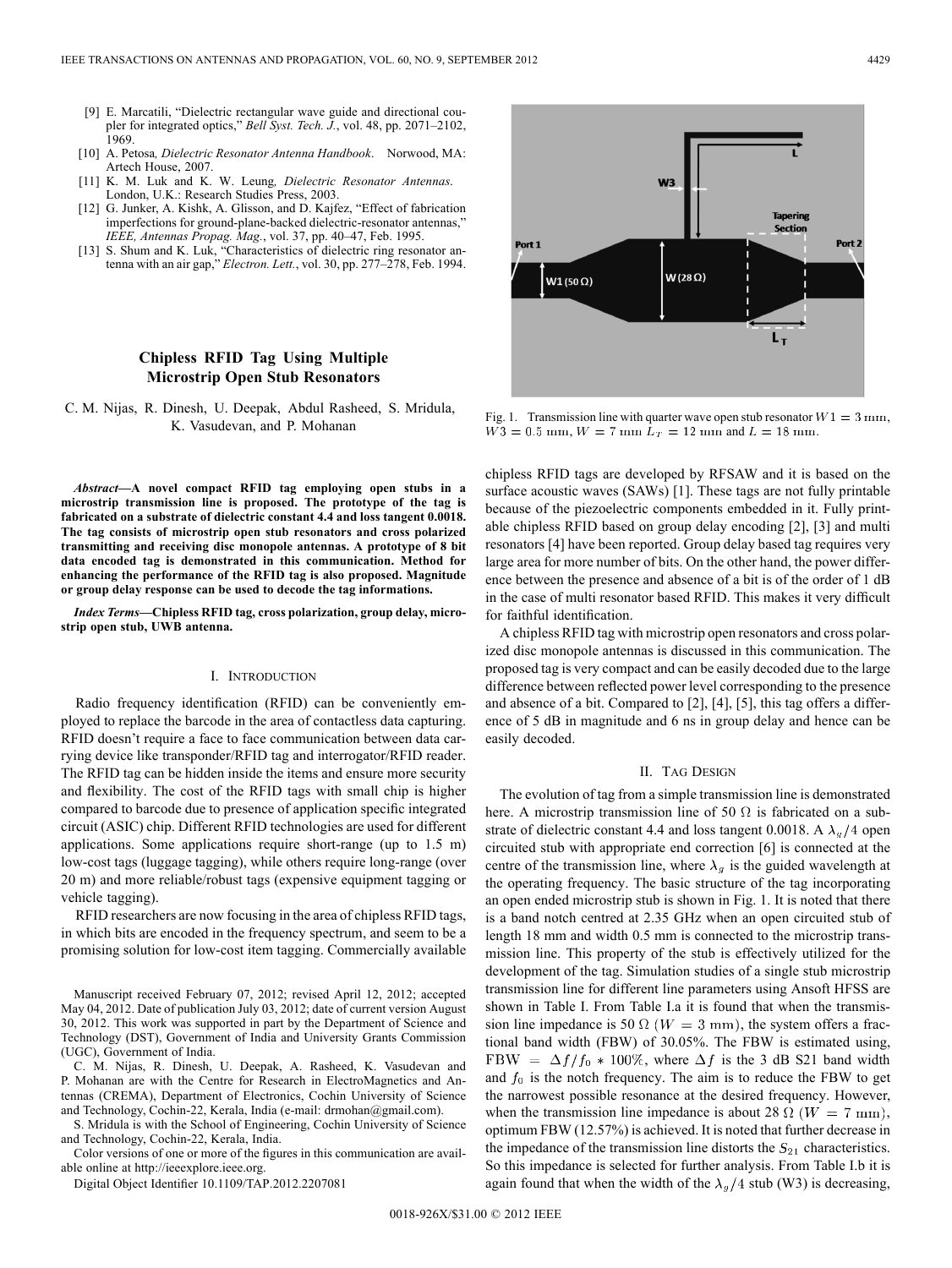[9] E. Marcatili, "Dielectric rectangular wave guide and directional coupler for integrated optics," *Bell Syst. Tech. J.*, vol. 48, pp. 2071–2102, 1969.

[10] A. Petosa*, Dielectric Resonator Antenna Handbook*. Norwood, MA: Artech House, 2007.

[11] K. M. Luk and K. W. Leung*, Dielectric Resonator Antennas*. London, U.K.: Research Studies Press, 2003.

[12] G. Junker, A. Kishk, A. Glisson, and D. Kajfez, "Effect of fabrication imperfections for ground-plane-backed dielectric-resonator antennas," *IEEE, Antennas Propag. Mag.*, vol. 37, pp. 40–47, Feb. 1995.

[13] S. Shum and K. Luk, "Characteristics of dielectric ring resonator antenna with an air gap," *Electron. Lett.*, vol. 30, pp. 277–278, Feb. 1994.

# Chipless RFID Tag Using Multiple Microstrip Open Stub Resonators

C. M. Nijas, R. Dinesh, U. Deepak, Abdul Rasheed, S. Mridula, K. Vasudevan, and P. Mohanan

***Abstract*—A novel compact RFID tag employing open stubs in a microstrip transmission line is proposed. The prototype of the tag is fabricated on a substrate of dielectric constant 4.4 and loss tangent 0.0018. The tag consists of microstrip open stub resonators and cross polarized transmitting and receiving disc monopole antennas. A prototype of 8 bit data encoded tag is demonstrated in this communication. Method for enhancing the performance of the RFID tag is also proposed. Magnitude or group delay response can be used to decode the tag informations.**

***Index Terms*—Chipless RFID tag, cross polarization, group delay, microstrip open stub, UWB antenna.**

## I. Introduction

Radio frequency identification (RFID) can be conveniently employed to replace the barcode in the area of contactless data capturing. RFID doesn't require a face to face communication between data carrying device like transponder/RFID tag and interrogator/RFID reader. The RFID tag can be hidden inside the items and ensure more security and flexibility. The cost of the RFID tags with small chip is higher compared to barcode due to presence of application specific integrated circuit (ASIC) chip. Different RFID technologies are used for different applications. Some applications require short-range (up to 1.5 m) low-cost tags (luggage tagging), while others require long-range (over 20 m) and more reliable/robust tags (expensive equipment tagging or vehicle tagging).

RFID researchers are now focusing in the area of chipless RFID tags, in which bits are encoded in the frequency spectrum, and seem to be a promising solution for low-cost item tagging. Commercially available chipless RFID tags are developed by RFSAW and it is based on the surface acoustic waves (SAWs) [1]. These tags are not fully printable because of the piezoelectric components embedded in it. Fully printable chipless RFID based on group delay encoding [2], [3] and multi resonators [4] have been reported. Group delay based tag requires very large area for more number of bits. On the other hand, the power difference between the presence and absence of a bit is of the order of 1 dB in the case of multi resonator based RFID. This makes it very difficult for faithful identification.

A chipless RFID tag with microstrip open resonators and cross polarized disc monopole antennas is discussed in this communication. The proposed tag is very compact and can be easily decoded due to the large difference between reflected power level corresponding to the presence and absence of a bit. Compared to [2], [4], [5], this tag offers a difference of 5 dB in magnitude and 6 ns in group delay and hence can be easily decoded.

Manuscript received February 07, 2012; revised April 12, 2012; accepted May 04, 2012. Date of publication July 03, 2012; date of current version August 30, 2012. This work was supported in part by the Department of Science and Technology (DST), Government of India and University Grants Commission (UGC), Government of India.

C. M. Nijas, R. Dinesh, U. Deepak, A. Rasheed, K. Vasudevan and P. Mohanan are with the Centre for Research in ElectroMagnetics and Antennas (CREMA), Department of Electronics, Cochin University of Science and Technology, Cochin-22, Kerala, India (e-mail: drmohan@gmail.com).

S. Mridula is with the School of Engineering, Cochin University of Science and Technology, Cochin-22, Kerala, India.

Color versions of one or more of the figures in this communication are available online at http://ieeexplore.ieee.org.

Digital Object Identifier 10.1109/TAP.2012.2207081

Fig. 1. Transmission line with quarter wave open stub resonator $W1 = 3$ mm, $W3 = 0.5$ mm, $W = 7$ mm $L_T = 12$ mm and $L = 18$ mm.

## II. Tag Design

The evolution of tag from a simple transmission line is demonstrated here. A microstrip transmission line of 50 $\Omega$ is fabricated on a substrate of dielectric constant 4.4 and loss tangent 0.0018. A $\lambda_g/4$ open circuited stub with appropriate end correction [6] is connected at the centre of the transmission line, where $\lambda_g$ is the guided wavelength at the operating frequency. The basic structure of the tag incorporating an open ended microstrip stub is shown in Fig. 1. It is noted that there is a band notch centred at 2.35 GHz when an open circuited stub of length 18 mm and width 0.5 mm is connected to the microstrip transmission line. This property of the stub is effectively utilized for the development of the tag. Simulation studies of a single stub microstrip transmission line for different line parameters using Ansoft HFSS are shown in Table I. From Table I.a it is found that when the transmission line impedance is 50 $\Omega$ ($W = 3$ mm), the system offers a fractional band width (FBW) of 30.05%. The FBW is estimated using, $\text{FBW} = \Delta f / f_0 * 100\%$, where $\Delta f$ is the 3 dB S21 band width and $f_0$ is the notch frequency. The aim is to reduce the FBW to get the narrowest possible resonance at the desired frequency. However, when the transmission line impedance is about 28 $\Omega$ ($W = 7$ mm), optimum FBW (12.57%) is achieved. It is noted that further decrease in the impedance of the transmission line distorts the $S_{21}$ characteristics. So this impedance is selected for further analysis. From Table I.b it is again found that when the width of the $\lambda_g/4$ stub (W3) is decreasing,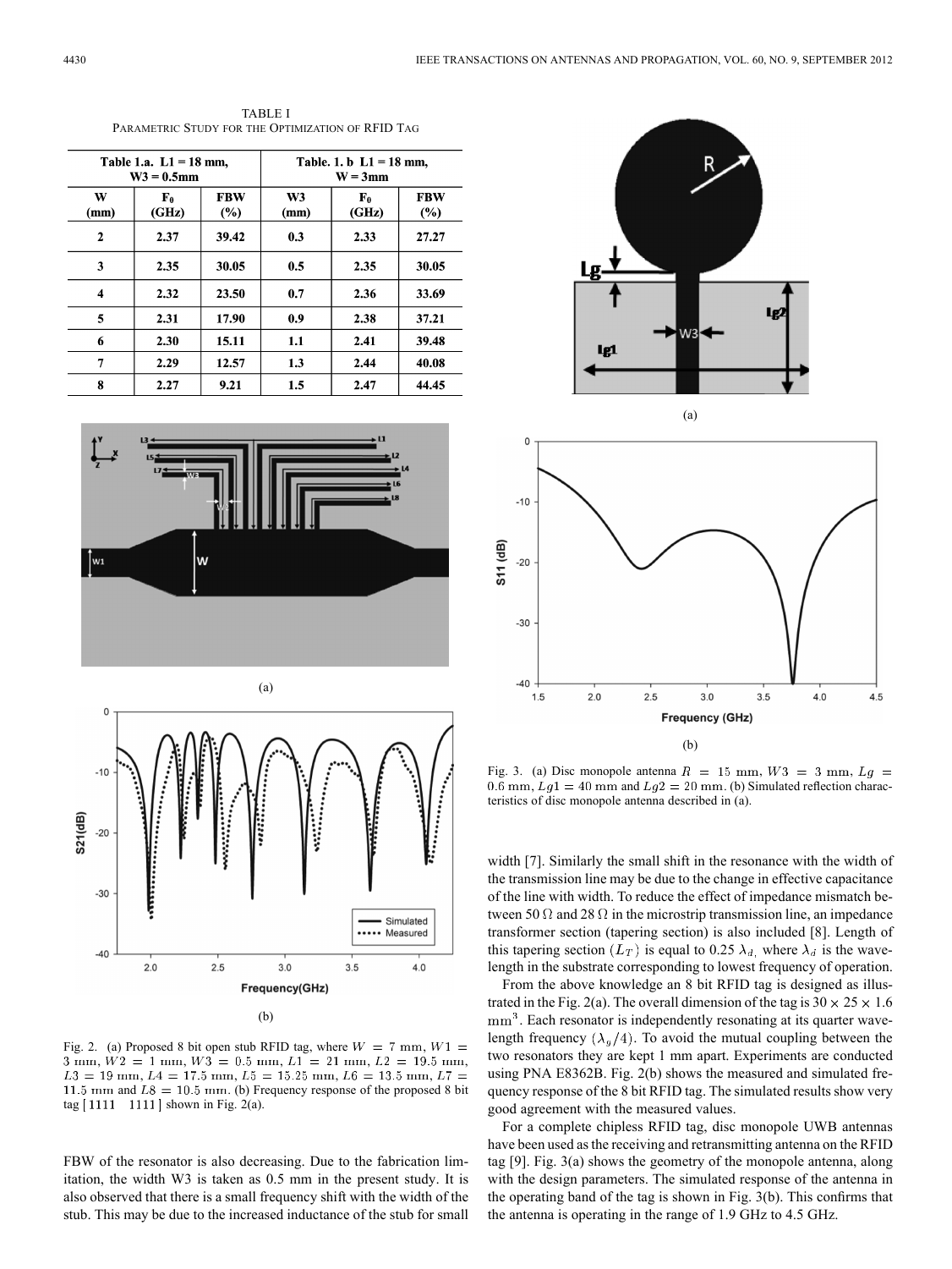TABLE I
PARAMETRIC STUDY FOR THE OPTIMIZATION OF RFID TAG

| Table 1.a. L1 = 18 mm, W3 = 0.5mm | | | Table. 1. b L1 = 18 mm, W = 3mm | | |
|---|---|---|---|---|---|
| W (mm) | $F_0$ (GHz) | FBW (%) | W3 (mm) | $F_0$ (GHz) | FBW (%) |
| 2 | 2.37 | 39.42 | 0.3 | 2.33 | 27.27 |
| 3 | 2.35 | 30.05 | 0.5 | 2.35 | 30.05 |
| 4 | 2.32 | 23.50 | 0.7 | 2.36 | 33.69 |
| 5 | 2.31 | 17.90 | 0.9 | 2.38 | 37.21 |
| 6 | 2.30 | 15.11 | 1.1 | 2.41 | 39.48 |
| 7 | 2.29 | 12.57 | 1.3 | 2.44 | 40.08 |
| 8 | 2.27 | 9.21 | 1.5 | 2.47 | 44.45 |

Fig. 2. (a) Proposed 8 bit open stub RFID tag, where $W = 7$ mm, $W1 = 3$ mm, $W2 = 1$ mm, $W3 = 0.5$ mm, $L1 = 21$ mm, $L2 = 19.5$ mm, $L3 = 19$ mm, $L4 = 17.5$ mm, $L5 = 15.25$ mm, $L6 = 13.5$ mm, $L7 = 11.5$ mm and $L8 = 10.5$ mm. (b) Frequency response of the proposed 8 bit tag [1111 1111] shown in Fig. 2(a).

Fig. 3. (a) Disc monopole antenna $R = 15$ mm, $W3 = 3$ mm, $Lg = 0.6$ mm, $Lg1 = 40$ mm and $Lg2 = 20$ mm. (b) Simulated reflection characteristics of disc monopole antenna described in (a).

FBW of the resonator is also decreasing. Due to the fabrication limitation, the width W3 is taken as 0.5 mm in the present study. It is also observed that there is a small frequency shift with the width of the stub. This may be due to the increased inductance of the stub for small width [7]. Similarly the small shift in the resonance with the width of the transmission line may be due to the change in effective capacitance of the line with width. To reduce the effect of impedance mismatch between 50 Ω and 28 Ω in the microstrip transmission line, an impedance transformer section (tapering section) is also included [8]. Length of this tapering section $(L_T)$ is equal to 0.25 $\lambda_d$, where $\lambda_d$ is the wavelength in the substrate corresponding to lowest frequency of operation.

From the above knowledge an 8 bit RFID tag is designed as illustrated in the Fig. 2(a). The overall dimension of the tag is $30 \times 25 \times 1.6$ $\mathrm{mm}^3$. Each resonator is independently resonating at its quarter wavelength frequency $(\lambda_g/4)$. To avoid the mutual coupling between the two resonators they are kept 1 mm apart. Experiments are conducted using PNA E8362B. Fig. 2(b) shows the measured and simulated frequency response of the 8 bit RFID tag. The simulated results show very good agreement with the measured values.

For a complete chipless RFID tag, disc monopole UWB antennas have been used as the receiving and retransmitting antenna on the RFID tag [9]. Fig. 3(a) shows the geometry of the monopole antenna, along with the design parameters. The simulated response of the antenna in the operating band of the tag is shown in Fig. 3(b). This confirms that the antenna is operating in the range of 1.9 GHz to 4.5 GHz.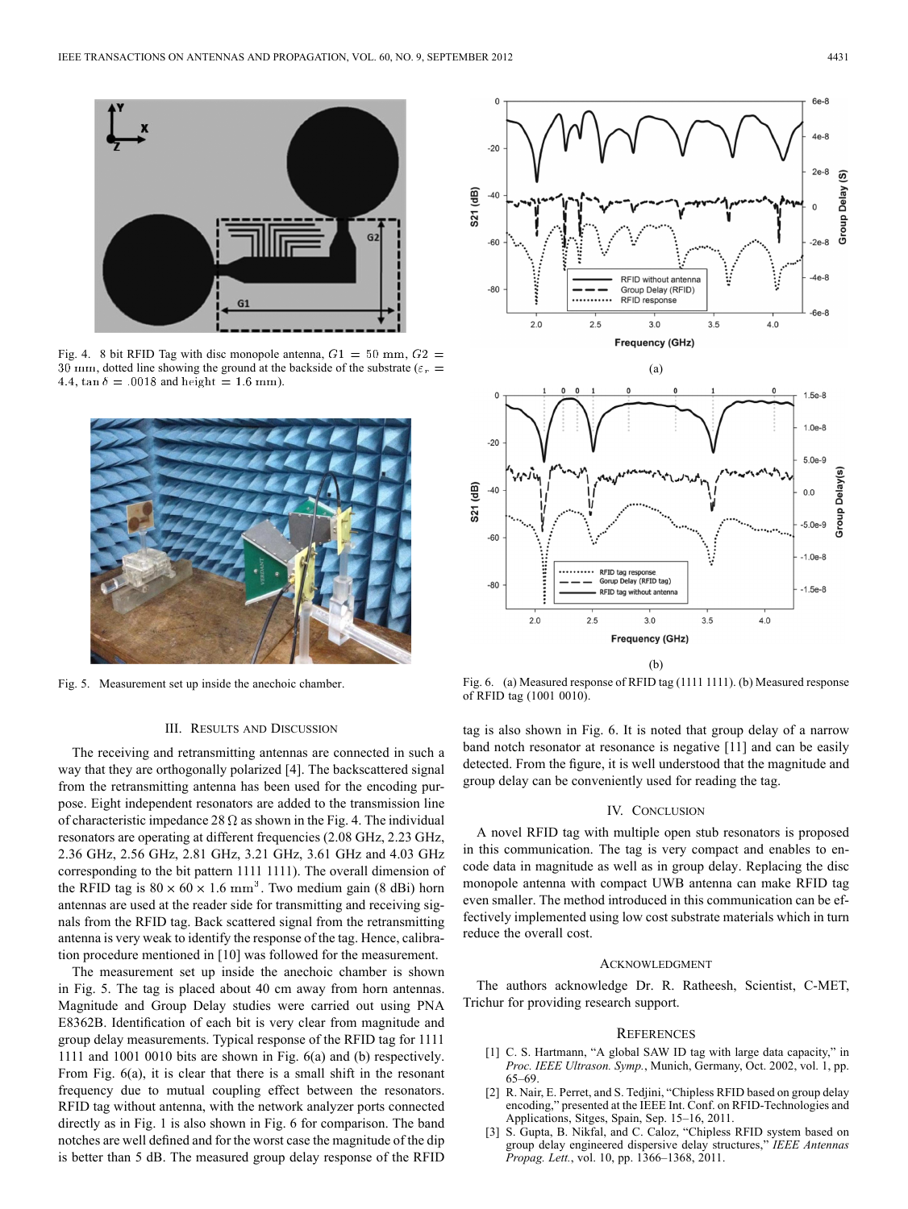Fig. 4. 8 bit RFID Tag with disc monopole antenna, $G1 = 50$ mm, $G2 = 30$ mm, dotted line showing the ground at the backside of the substrate ($\varepsilon_r = 4.4$, $\tan\delta = .0018$ and height = 1.6 mm).

Fig. 5. Measurement set up inside the anechoic chamber.

Fig. 6. (a) Measured response of RFID tag (1111 1111). (b) Measured response of RFID tag (1001 0010).

## III. Results and Discussion

The receiving and retransmitting antennas are connected in such a way that they are orthogonally polarized [4]. The backscattered signal from the retransmitting antenna has been used for the encoding purpose. Eight independent resonators are added to the transmission line of characteristic impedance 28 Ω as shown in the Fig. 4. The individual resonators are operating at different frequencies (2.08 GHz, 2.23 GHz, 2.36 GHz, 2.56 GHz, 2.81 GHz, 3.21 GHz, 3.61 GHz and 4.03 GHz corresponding to the bit pattern 1111 1111). The overall dimension of the RFID tag is $80 \times 60 \times 1.6$ mm$^3$. Two medium gain (8 dBi) horn antennas are used at the reader side for transmitting and receiving signals from the RFID tag. Back scattered signal from the retransmitting antenna is very weak to identify the response of the tag. Hence, calibration procedure mentioned in [10] was followed for the measurement.

The measurement set up inside the anechoic chamber is shown in Fig. 5. The tag is placed about 40 cm away from horn antennas. Magnitude and Group Delay studies were carried out using PNA E8362B. Identification of each bit is very clear from magnitude and group delay measurements. Typical response of the RFID tag for 1111 1111 and 1001 0010 bits are shown in Fig. 6(a) and (b) respectively. From Fig. 6(a), it is clear that there is a small shift in the resonant frequency due to mutual coupling effect between the resonators. RFID tag without antenna, with the network analyzer ports connected directly as in Fig. 1 is also shown in Fig. 6 for comparison. The band notches are well defined and for the worst case the magnitude of the dip is better than 5 dB. The measured group delay response of the RFID tag is also shown in Fig. 6. It is noted that group delay of a narrow band notch resonator at resonance is negative [11] and can be easily detected. From the figure, it is well understood that the magnitude and group delay can be conveniently used for reading the tag.

## IV. Conclusion

A novel RFID tag with multiple open stub resonators is proposed in this communication. The tag is very compact and enables to encode data in magnitude as well as in group delay. Replacing the disc monopole antenna with compact UWB antenna can make RFID tag even smaller. The method introduced in this communication can be effectively implemented using low cost substrate materials which in turn reduce the overall cost.

## Acknowledgment

The authors acknowledge Dr. R. Ratheesh, Scientist, C-MET, Trichur for providing research support.

## References

[1] C. S. Hartmann, "A global SAW ID tag with large data capacity," in *Proc. IEEE Ultrason. Symp.*, Munich, Germany, Oct. 2002, vol. 1, pp. 65–69.

[2] R. Nair, E. Perret, and S. Tedjini, "Chipless RFID based on group delay encoding," presented at the IEEE Int. Conf. on RFID-Technologies and Applications, Sitges, Spain, Sep. 15–16, 2011.

[3] S. Gupta, B. Nikfal, and C. Caloz, "Chipless RFID system based on group delay engineered dispersive delay structures," *IEEE Antennas Propag. Lett.*, vol. 10, pp. 1366–1368, 2011.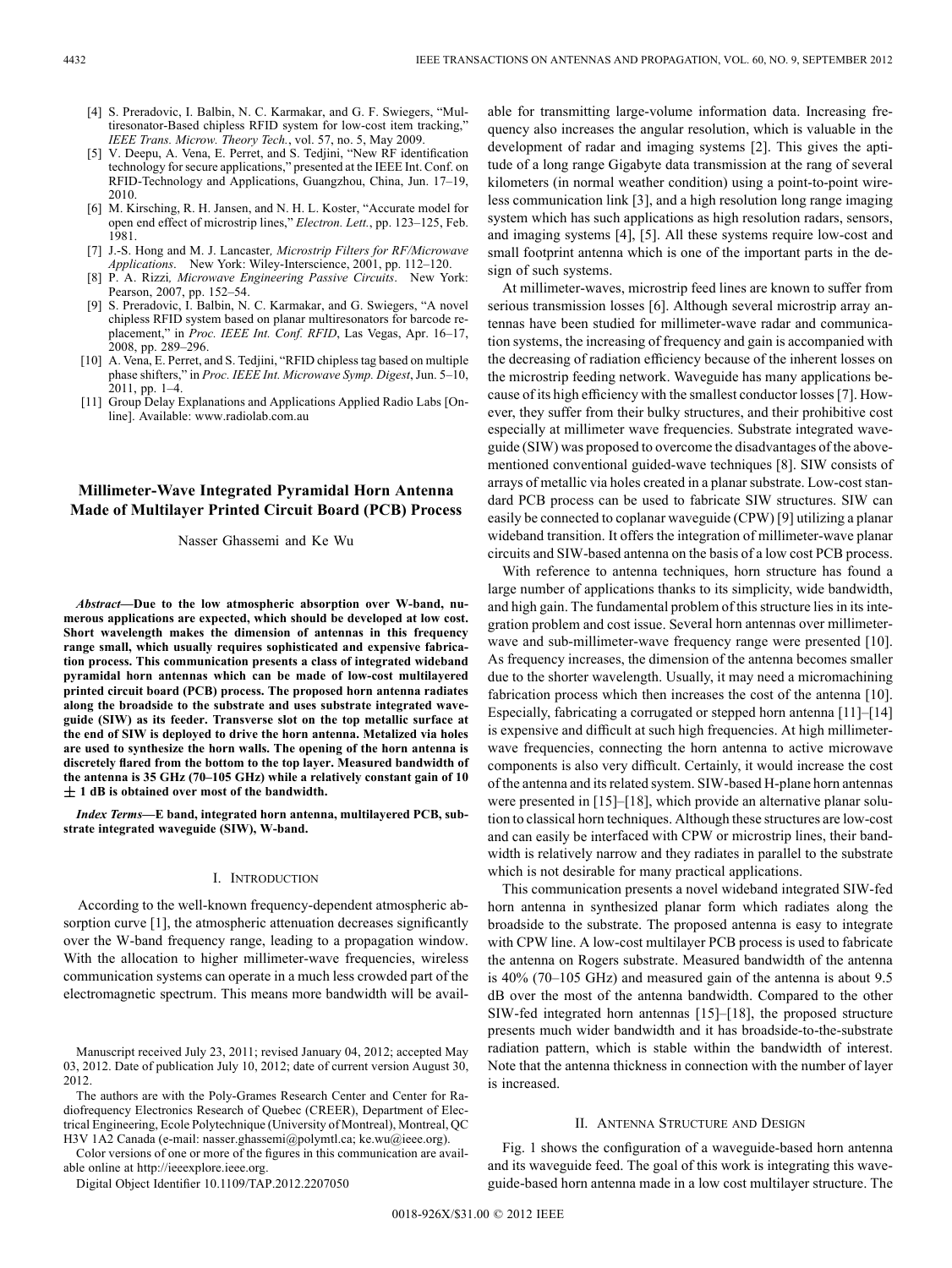[4] S. Preradovic, I. Balbin, N. C. Karmakar, and G. F. Swiegers, "Multiresonator-Based chipless RFID system for low-cost item tracking," *IEEE Trans. Microw. Theory Tech.*, vol. 57, no. 5, May 2009.

[5] V. Deepu, A. Vena, E. Perret, and S. Tedjini, "New RF identification technology for secure applications," presented at the IEEE Int. Conf. on RFID-Technology and Applications, Guangzhou, China, Jun. 17–19, 2010.

[6] M. Kirsching, R. H. Jansen, and N. H. L. Koster, "Accurate model for open end effect of microstrip lines," *Electron. Lett.*, pp. 123–125, Feb. 1981.

[7] J.-S. Hong and M. J. Lancaster, *Microstrip Filters for RF/Microwave Applications*. New York: Wiley-Interscience, 2001, pp. 112–120.

[8] P. A. Rizzi, *Microwave Engineering Passive Circuits*. New York: Pearson, 2007, pp. 152–54.

[9] S. Preradovic, I. Balbin, N. C. Karmakar, and G. Swiegers, "A novel chipless RFID system based on planar multiresonators for barcode replacement," in *Proc. IEEE Int. Conf. RFID*, Las Vegas, Apr. 16–17, 2008, pp. 289–296.

[10] A. Vena, E. Perret, and S. Tedjini, "RFID chipless tag based on multiple phase shifters," in *Proc. IEEE Int. Microwave Symp. Digest*, Jun. 5–10, 2011, pp. 1–4.

[11] Group Delay Explanations and Applications Applied Radio Labs [Online]. Available: www.radiolab.com.au

# Millimeter-Wave Integrated Pyramidal Horn Antenna Made of Multilayer Printed Circuit Board (PCB) Process

Nasser Ghassemi and Ke Wu

***Abstract*—Due to the low atmospheric absorption over W-band, numerous applications are expected, which should be developed at low cost. Short wavelength makes the dimension of antennas in this frequency range small, which usually requires sophisticated and expensive fabrication process. This communication presents a class of integrated wideband pyramidal horn antennas which can be made of low-cost multilayered printed circuit board (PCB) process. The proposed horn antenna radiates along the broadside to the substrate and uses substrate integrated waveguide (SIW) as its feeder. Transverse slot on the top metallic surface at the end of SIW is deployed to drive the horn antenna. Metalized via holes are used to synthesize the horn walls. The opening of the horn antenna is discretely flared from the bottom to the top layer. Measured bandwidth of the antenna is 35 GHz (70–105 GHz) while a relatively constant gain of 10 ± 1 dB is obtained over most of the bandwidth.**

***Index Terms*—E band, integrated horn antenna, multilayered PCB, substrate integrated waveguide (SIW), W-band.**

## I. Introduction

According to the well-known frequency-dependent atmospheric absorption curve [1], the atmospheric attenuation decreases significantly over the W-band frequency range, leading to a propagation window. With the allocation to higher millimeter-wave frequencies, wireless communication systems can operate in a much less crowded part of the electromagnetic spectrum. This means more bandwidth will be available for transmitting large-volume information data. Increasing frequency also increases the angular resolution, which is valuable in the development of radar and imaging systems [2]. This gives the aptitude of a long range Gigabyte data transmission at the rang of several kilometers (in normal weather condition) using a point-to-point wireless communication link [3], and a high resolution long range imaging system which has such applications as high resolution radars, sensors, and imaging systems [4], [5]. All these systems require low-cost and small footprint antenna which is one of the important parts in the design of such systems.

At millimeter-waves, microstrip feed lines are known to suffer from serious transmission losses [6]. Although several microstrip array antennas have been studied for millimeter-wave radar and communication systems, the increasing of frequency and gain is accompanied with the decreasing of radiation efficiency because of the inherent losses on the microstrip feeding network. Waveguide has many applications because of its high efficiency with the smallest conductor losses [7]. However, they suffer from their bulky structures, and their prohibitive cost especially at millimeter wave frequencies. Substrate integrated waveguide (SIW) was proposed to overcome the disadvantages of the above-mentioned conventional guided-wave techniques [8]. SIW consists of arrays of metallic via holes created in a planar substrate. Low-cost standard PCB process can be used to fabricate SIW structures. SIW can easily be connected to coplanar waveguide (CPW) [9] utilizing a planar wideband transition. It offers the integration of millimeter-wave planar circuits and SIW-based antenna on the basis of a low cost PCB process.

With reference to antenna techniques, horn structure has found a large number of applications thanks to its simplicity, wide bandwidth, and high gain. The fundamental problem of this structure lies in its integration problem and cost issue. Several horn antennas over millimeter-wave and sub-millimeter-wave frequency range were presented [10]. As frequency increases, the dimension of the antenna becomes smaller due to the shorter wavelength. Usually, it may need a micromachining fabrication process which then increases the cost of the antenna [10]. Especially, fabricating a corrugated or stepped horn antenna [11]–[14] is expensive and difficult at such high frequencies. At high millimeter-wave frequencies, connecting the horn antenna to active microwave components is also very difficult. Certainly, it would increase the cost of the antenna and its related system. SIW-based H-plane horn antennas were presented in [15]–[18], which provide an alternative planar solution to classical horn techniques. Although these structures are low-cost and can easily be interfaced with CPW or microstrip lines, their bandwidth is relatively narrow and they radiates in parallel to the substrate which is not desirable for many practical applications.

This communication presents a novel wideband integrated SIW-fed horn antenna in synthesized planar form which radiates along the broadside to the substrate. The proposed antenna is easy to integrate with CPW line. A low-cost multilayer PCB process is used to fabricate the antenna on Rogers substrate. Measured bandwidth of the antenna is 40% (70–105 GHz) and measured gain of the antenna is about 9.5 dB over the most of the antenna bandwidth. Compared to the other SIW-fed integrated horn antennas [15]–[18], the proposed structure presents much wider bandwidth and it has broadside-to-the-substrate radiation pattern, which is stable within the bandwidth of interest. Note that the antenna thickness in connection with the number of layer is increased.

## II. Antenna Structure and Design

Fig. 1 shows the configuration of a waveguide-based horn antenna and its waveguide feed. The goal of this work is integrating this waveguide-based horn antenna made in a low cost multilayer structure. The

Manuscript received July 23, 2011; revised January 04, 2012; accepted May 03, 2012. Date of publication July 10, 2012; date of current version August 30, 2012.

The authors are with the Poly-Grames Research Center and Center for Radiofrequency Electronics Research of Quebec (CREER), Department of Electrical Engineering, Ecole Polytechnique (University of Montreal), Montreal, QC H3V 1A2 Canada (e-mail: nasser.ghassemi@polymtl.ca; ke.wu@ieee.org).

Color versions of one or more of the figures in this communication are available online at http://ieeexplore.ieee.org.

Digital Object Identifier 10.1109/TAP.2012.2207050